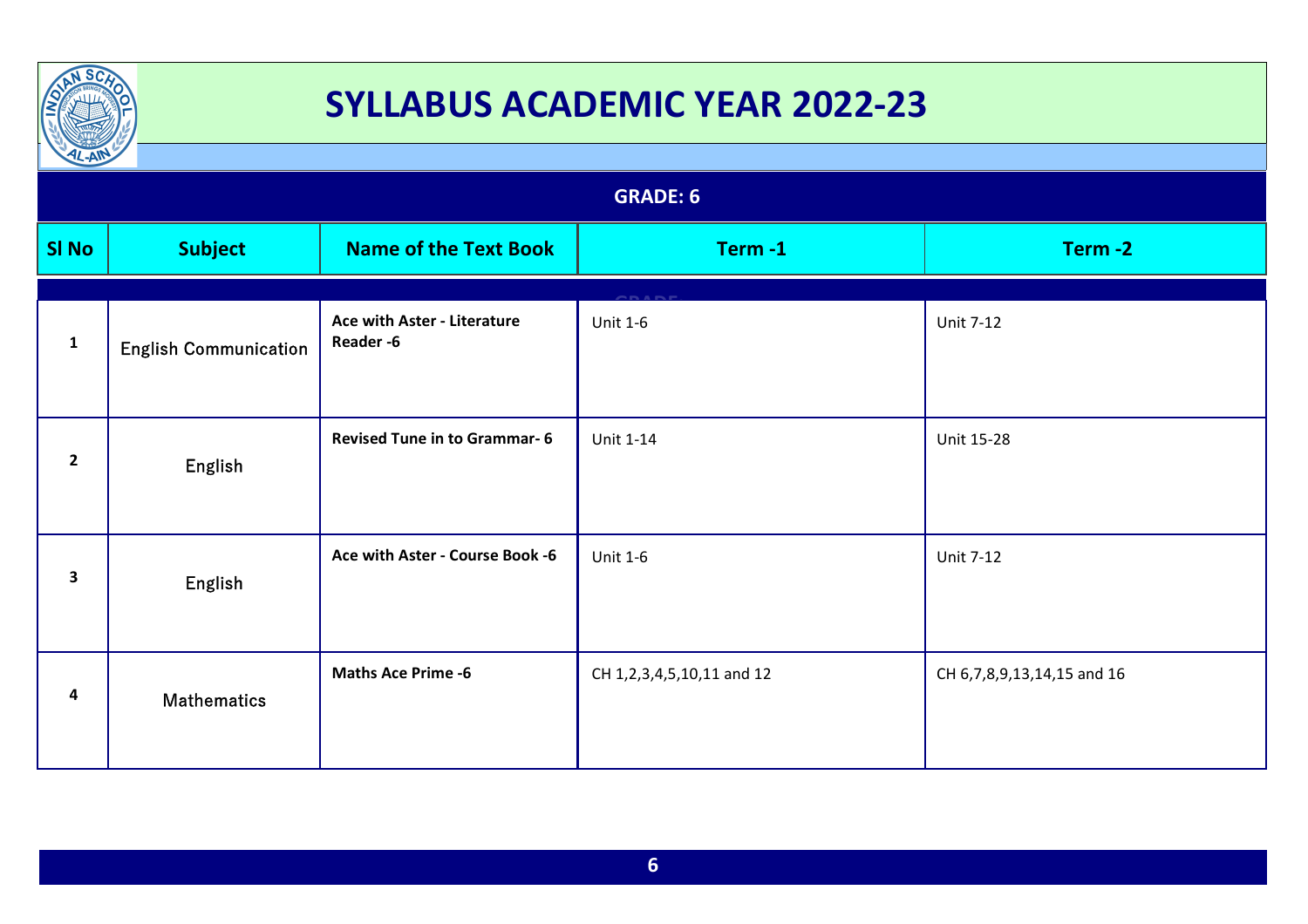# SYLLABUS ACADEMIC YEAR 2022-23

## GRADE: 6

| Sl No | Subject | Name of the Text Book | Term -1 | Term -2 |
|---|---|---|---|---|
| 1 | English Communication | **Ace with Aster - Literature Reader -6** | Unit 1-6 | Unit 7-12 |
| 2 | English | **Revised Tune in to Grammar- 6** | Unit 1-14 | Unit 15-28 |
| 3 | English | **Ace with Aster - Course Book -6** | Unit 1-6 | Unit 7-12 |
| 4 | Mathematics | **Maths Ace Prime -6** | CH 1,2,3,4,5,10,11 and 12 | CH 6,7,8,9,13,14,15 and 16 |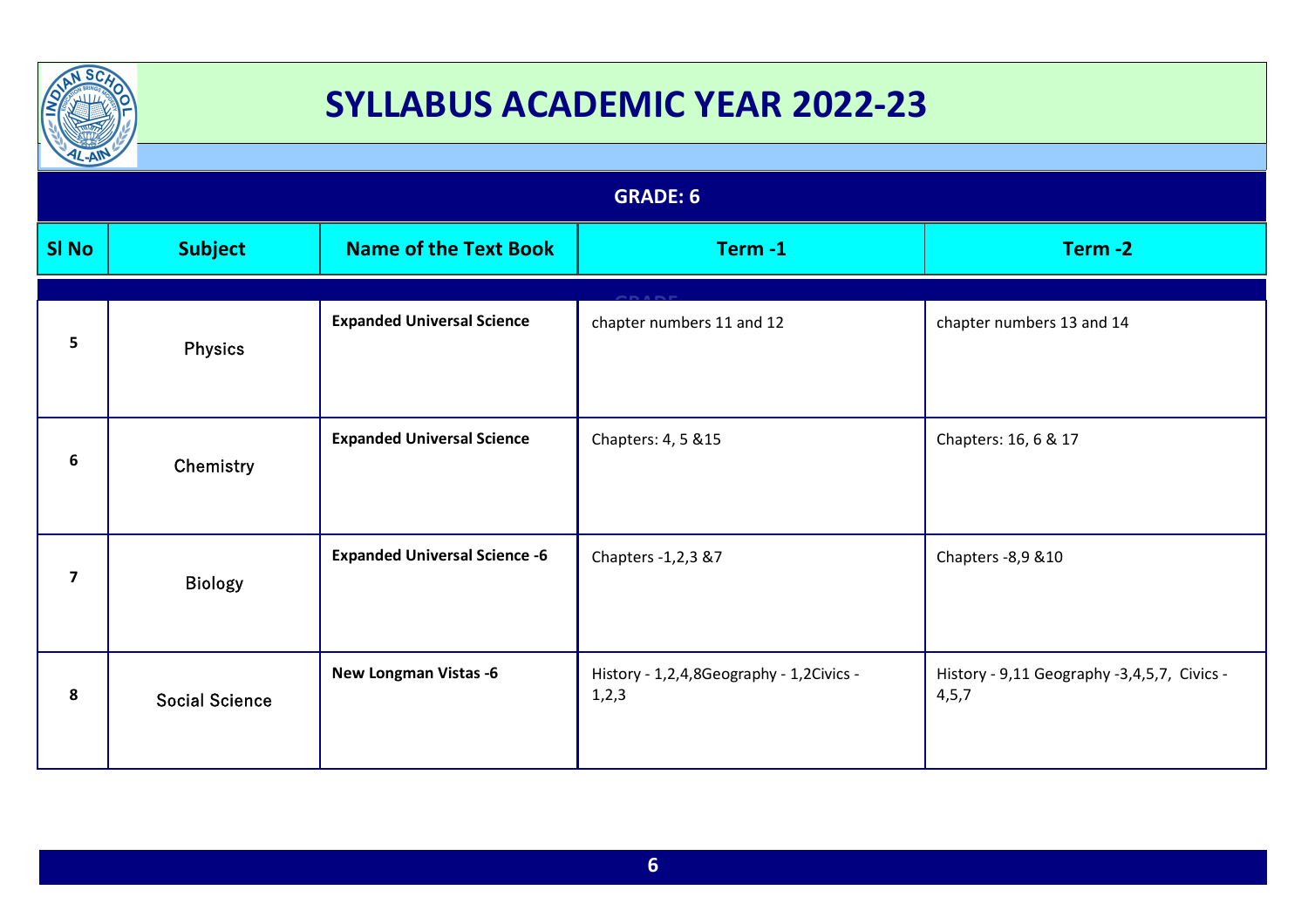# SYLLABUS ACADEMIC YEAR 2022-23

## GRADE: 6

| Sl No | Subject | Name of the Text Book | Term -1 | Term -2 |
|---|---|---|---|---|
| 5 | Physics | **Expanded Universal Science** | chapter numbers 11 and 12 | chapter numbers 13 and 14 |
| 6 | Chemistry | **Expanded Universal Science** | Chapters: 4, 5 &15 | Chapters: 16, 6 & 17 |
| 7 | Biology | **Expanded Universal Science -6** | Chapters -1,2,3 &7 | Chapters -8,9 &10 |
| 8 | Social Science | **New Longman Vistas -6** | History - 1,2,4,8Geography - 1,2Civics - 1,2,3 | History - 9,11 Geography -3,4,5,7, Civics - 4,5,7 |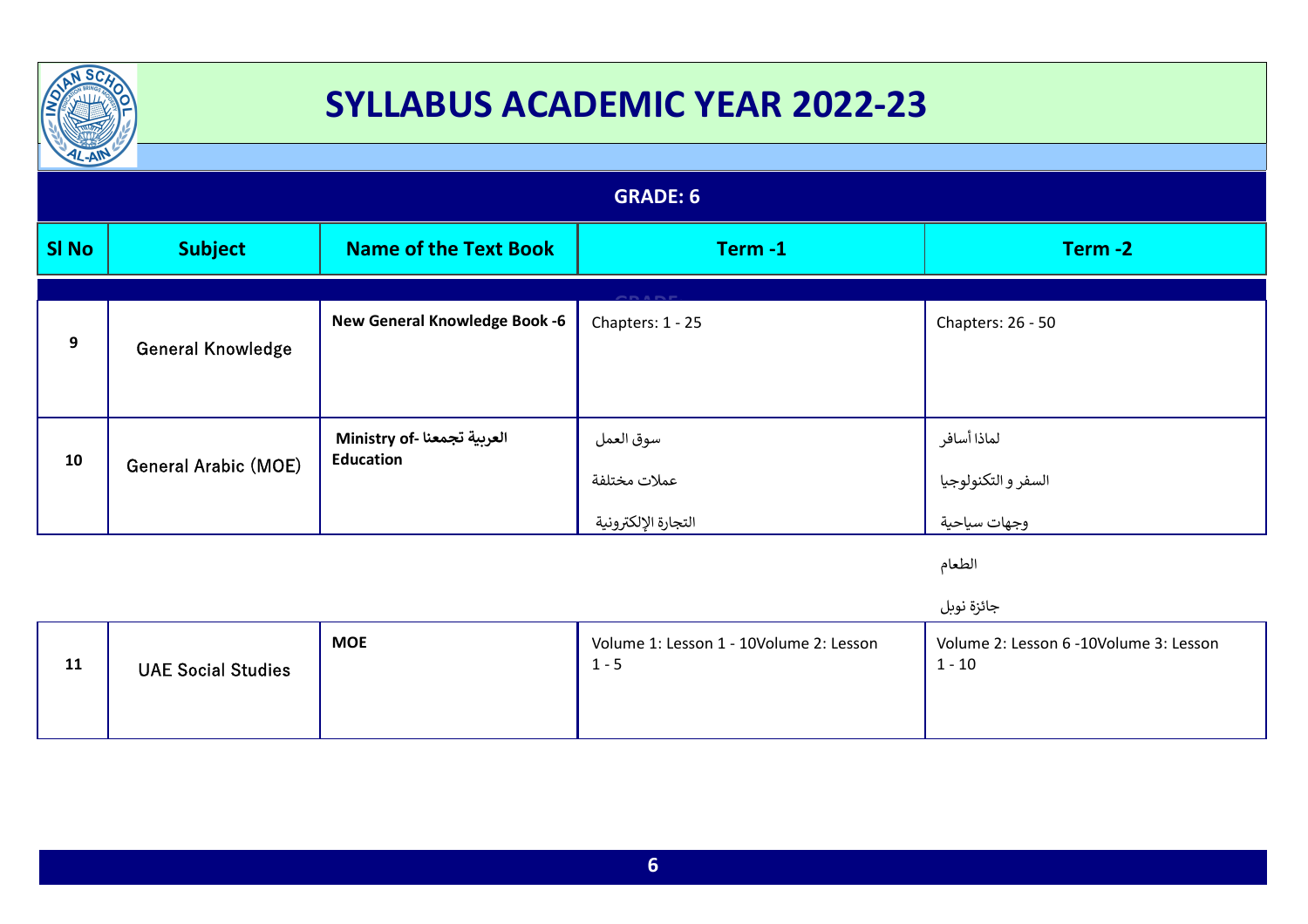# SYLLABUS ACADEMIC YEAR 2022-23

## GRADE: 6

| Sl No | Subject | Name of the Text Book | Term -1 | Term -2 |
|---|---|---|---|---|
| 9 | General Knowledge | **New General Knowledge Book -6** | Chapters: 1 - 25 | Chapters: 26 - 50 |
| 10 | General Arabic (MOE) | **العربية تجمعنا -Ministry of Education** | سوق العمل<br>عملات مختلفة<br>التجارة الإلكترونية | لماذا أسافر<br>السفر و التكنولوجيا<br>وجهات سياحية<br>الطعام<br>جائزة نوبل |
| 11 | UAE Social Studies | **MOE** | Volume 1: Lesson 1 - 10Volume 2: Lesson 1 - 5 | Volume 2: Lesson 6 -10Volume 3: Lesson 1 - 10 |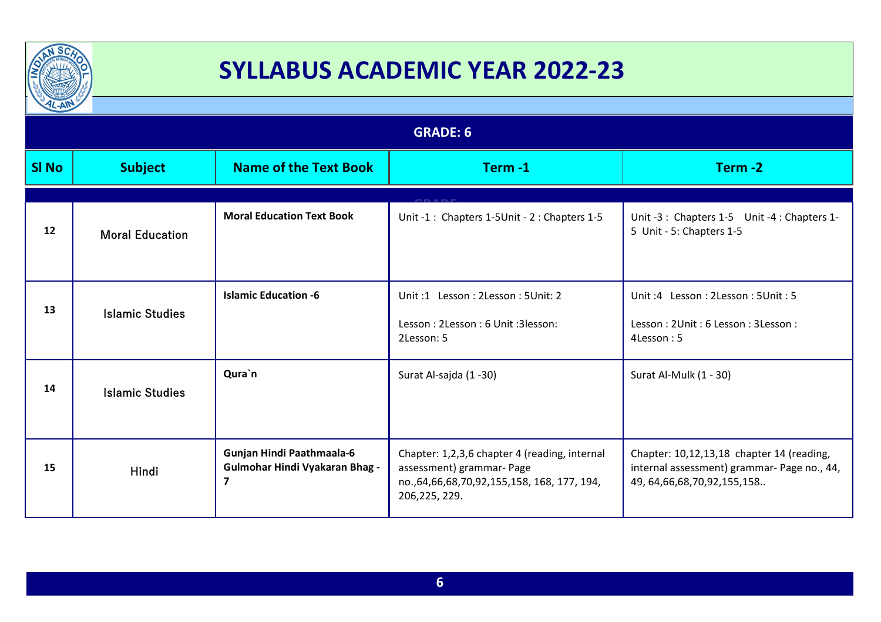# SYLLABUS ACADEMIC YEAR 2022-23

## GRADE: 6

| Sl No | Subject | Name of the Text Book | Term -1 | Term -2 |
|---|---|---|---|---|
| 12 | Moral Education | **Moral Education Text Book** | Unit -1 : Chapters 1-5Unit - 2 : Chapters 1-5 | Unit -3 : Chapters 1-5 Unit -4 : Chapters 1-5 Unit - 5: Chapters 1-5 |
| 13 | Islamic Studies | **Islamic Education -6** | Unit :1 Lesson : 2Lesson : 5Unit: 2 Lesson : 2Lesson : 6 Unit :3lesson: 2Lesson: 5 | Unit :4 Lesson : 2Lesson : 5Unit : 5 Lesson : 2Unit : 6 Lesson : 3Lesson : 4Lesson : 5 |
| 14 | Islamic Studies | **Qura`n** | Surat Al-sajda (1 -30) | Surat Al-Mulk (1 - 30) |
| 15 | Hindi | **Gunjan Hindi Paathmaala-6 Gulmohar Hindi Vyakaran Bhag - 7** | Chapter: 1,2,3,6 chapter 4 (reading, internal assessment) grammar- Page no.,64,66,68,70,92,155,158, 168, 177, 194, 206,225, 229. | Chapter: 10,12,13,18 chapter 14 (reading, internal assessment) grammar- Page no., 44, 49, 64,66,68,70,92,155,158.. |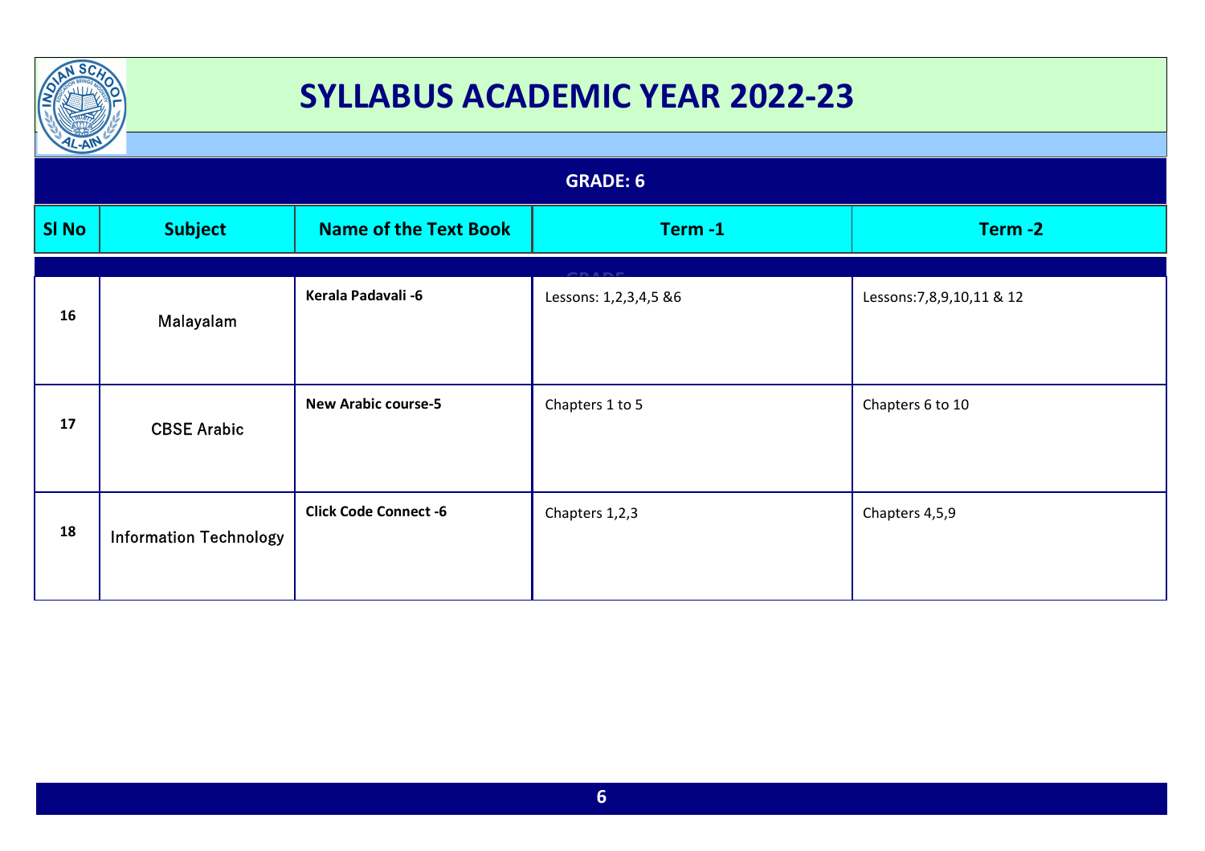# SYLLABUS ACADEMIC YEAR 2022-23

## GRADE: 6

| Sl No | Subject | Name of the Text Book | Term -1 | Term -2 |
|---|---|---|---|---|
| 16 | Malayalam | **Kerala Padavali -6** | Lessons: 1,2,3,4,5 &6 | Lessons:7,8,9,10,11 & 12 |
| 17 | CBSE Arabic | **New Arabic course-5** | Chapters 1 to 5 | Chapters 6 to 10 |
| 18 | Information Technology | **Click Code Connect -6** | Chapters 1,2,3 | Chapters 4,5,9 |